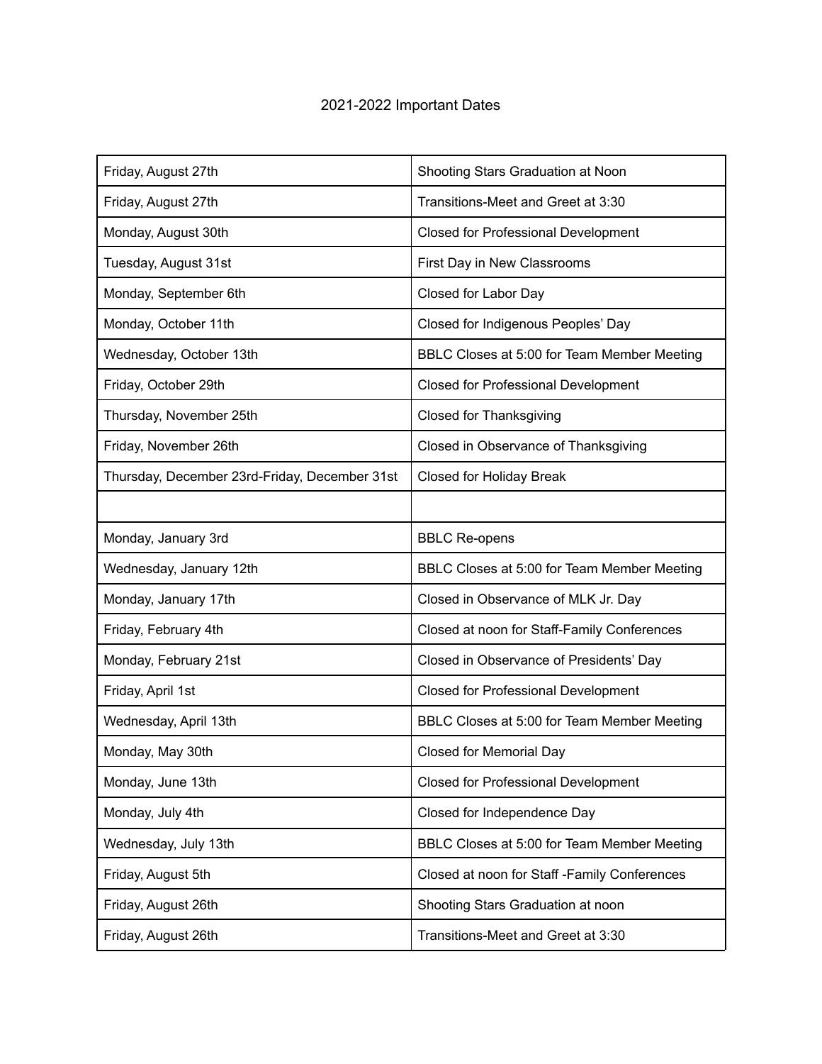# 2021-2022 Important Dates

| | |
|---|---|
| Friday, August 27th | Shooting Stars Graduation at Noon |
| Friday, August 27th | Transitions-Meet and Greet at 3:30 |
| Monday, August 30th | Closed for Professional Development |
| Tuesday, August 31st | First Day in New Classrooms |
| Monday, September 6th | Closed for Labor Day |
| Monday, October 11th | Closed for Indigenous Peoples' Day |
| Wednesday, October 13th | BBLC Closes at 5:00 for Team Member Meeting |
| Friday, October 29th | Closed for Professional Development |
| Thursday, November 25th | Closed for Thanksgiving |
| Friday, November 26th | Closed in Observance of Thanksgiving |
| Thursday, December 23rd-Friday, December 31st | Closed for Holiday Break |
| | |
| Monday, January 3rd | BBLC Re-opens |
| Wednesday, January 12th | BBLC Closes at 5:00 for Team Member Meeting |
| Monday, January 17th | Closed in Observance of MLK Jr. Day |
| Friday, February 4th | Closed at noon for Staff-Family Conferences |
| Monday, February 21st | Closed in Observance of Presidents' Day |
| Friday, April 1st | Closed for Professional Development |
| Wednesday, April 13th | BBLC Closes at 5:00 for Team Member Meeting |
| Monday, May 30th | Closed for Memorial Day |
| Monday, June 13th | Closed for Professional Development |
| Monday, July 4th | Closed for Independence Day |
| Wednesday, July 13th | BBLC Closes at 5:00 for Team Member Meeting |
| Friday, August 5th | Closed at noon for Staff -Family Conferences |
| Friday, August 26th | Shooting Stars Graduation at noon |
| Friday, August 26th | Transitions-Meet and Greet at 3:30 |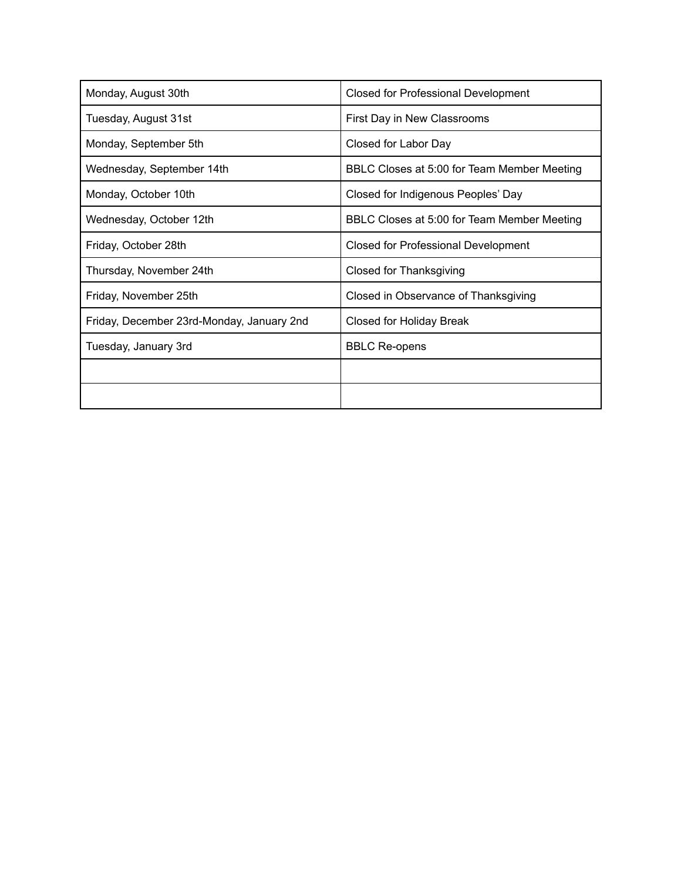| | |
|---|---|
| Monday, August 30th | Closed for Professional Development |
| Tuesday, August 31st | First Day in New Classrooms |
| Monday, September 5th | Closed for Labor Day |
| Wednesday, September 14th | BBLC Closes at 5:00 for Team Member Meeting |
| Monday, October 10th | Closed for Indigenous Peoples' Day |
| Wednesday, October 12th | BBLC Closes at 5:00 for Team Member Meeting |
| Friday, October 28th | Closed for Professional Development |
| Thursday, November 24th | Closed for Thanksgiving |
| Friday, November 25th | Closed in Observance of Thanksgiving |
| Friday, December 23rd-Monday, January 2nd | Closed for Holiday Break |
| Tuesday, January 3rd | BBLC Re-opens |
| | |
| | |